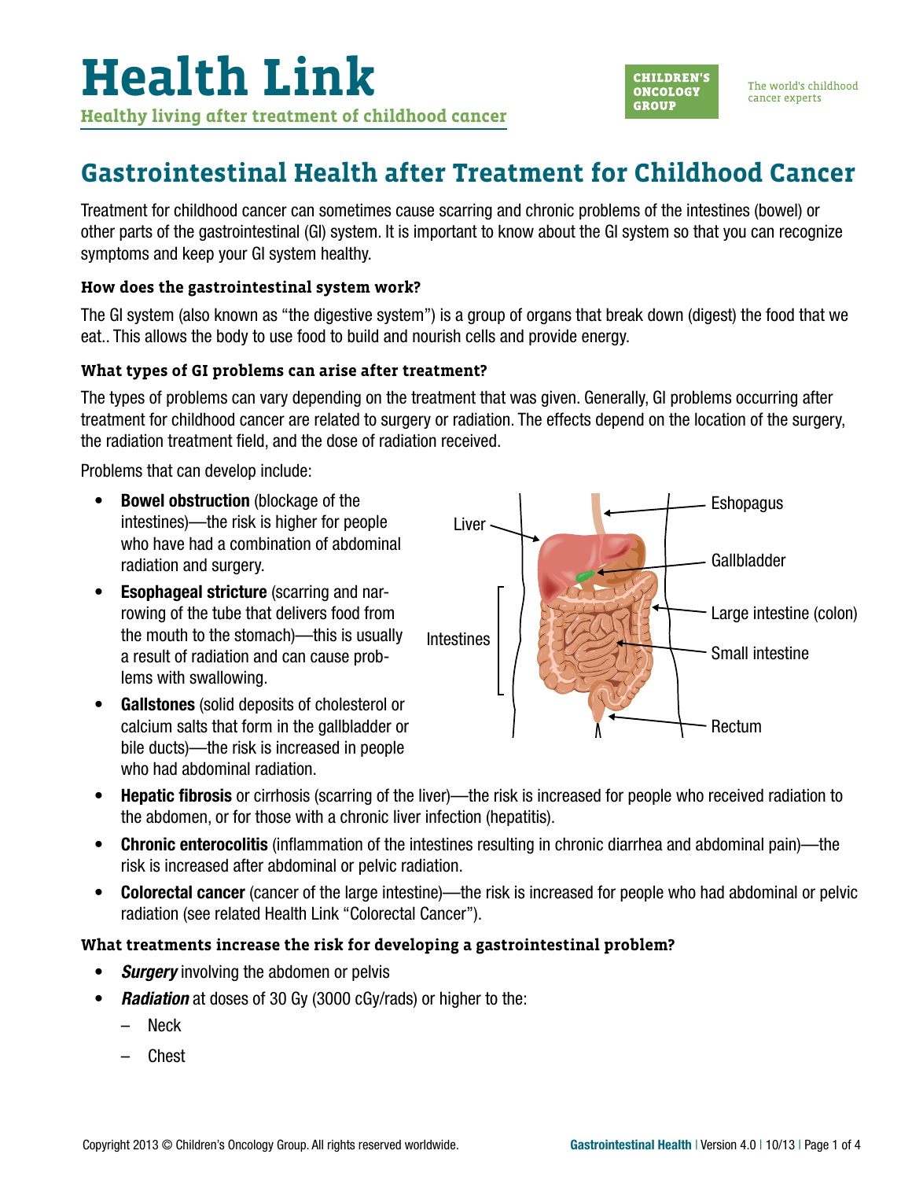# Health Link

**Healthy living after treatment of childhood cancer**

CHILDREN'S ONCOLOGY GROUP

The world's childhood cancer experts

## Gastrointestinal Health after Treatment for Childhood Cancer

Treatment for childhood cancer can sometimes cause scarring and chronic problems of the intestines (bowel) or other parts of the gastrointestinal (GI) system. It is important to know about the GI system so that you can recognize symptoms and keep your GI system healthy.

### How does the gastrointestinal system work?

The GI system (also known as "the digestive system") is a group of organs that break down (digest) the food that we eat.. This allows the body to use food to build and nourish cells and provide energy.

### What types of GI problems can arise after treatment?

The types of problems can vary depending on the treatment that was given. Generally, GI problems occurring after treatment for childhood cancer are related to surgery or radiation. The effects depend on the location of the surgery, the radiation treatment field, and the dose of radiation received.

Problems that can develop include:

- **Bowel obstruction** (blockage of the intestines)—the risk is higher for people who have had a combination of abdominal radiation and surgery.
- **Esophageal stricture** (scarring and narrowing of the tube that delivers food from the mouth to the stomach)—this is usually a result of radiation and can cause problems with swallowing.
- **Gallstones** (solid deposits of cholesterol or calcium salts that form in the gallbladder or bile ducts)—the risk is increased in people who had abdominal radiation.
- **Hepatic fibrosis** or cirrhosis (scarring of the liver)—the risk is increased for people who received radiation to the abdomen, or for those with a chronic liver infection (hepatitis).
- **Chronic enterocolitis** (inflammation of the intestines resulting in chronic diarrhea and abdominal pain)—the risk is increased after abdominal or pelvic radiation.
- **Colorectal cancer** (cancer of the large intestine)—the risk is increased for people who had abdominal or pelvic radiation (see related Health Link "Colorectal Cancer").

Liver, Eshopagus, Gallbladder, Intestines, Large intestine (colon), Small intestine, Rectum

### What treatments increase the risk for developing a gastrointestinal problem?

- ***Surgery*** involving the abdomen or pelvis
- ***Radiation*** at doses of 30 Gy (3000 cGy/rads) or higher to the:
  - Neck
  - Chest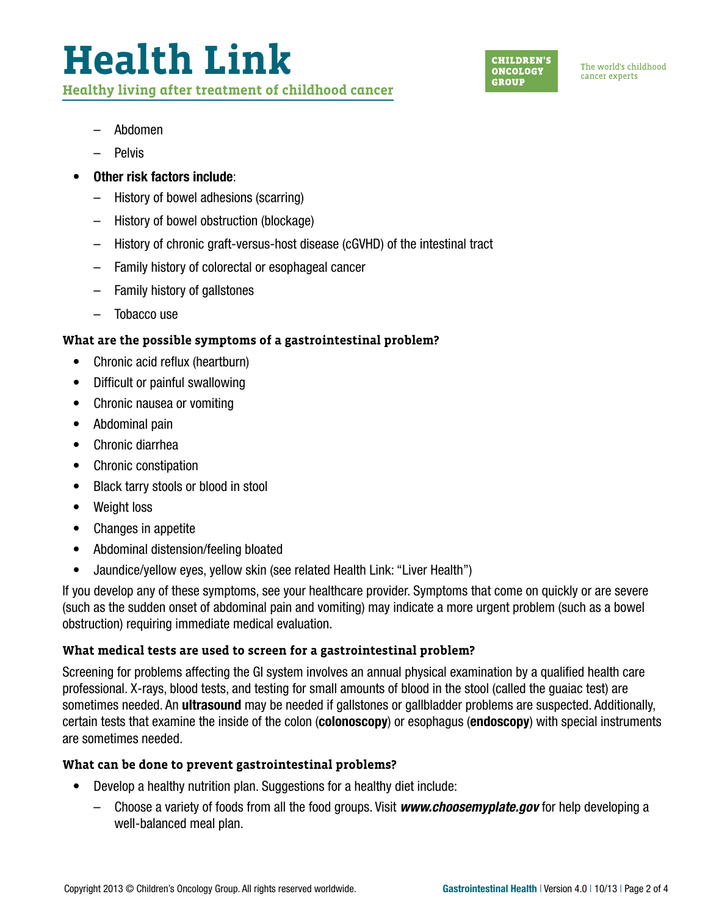- Abdomen
    - Pelvis

- **Other risk factors include**:
    - History of bowel adhesions (scarring)
    - History of bowel obstruction (blockage)
    - History of chronic graft-versus-host disease (cGVHD) of the intestinal tract
    - Family history of colorectal or esophageal cancer
    - Family history of gallstones
    - Tobacco use

### What are the possible symptoms of a gastrointestinal problem?

- Chronic acid reflux (heartburn)
- Difficult or painful swallowing
- Chronic nausea or vomiting
- Abdominal pain
- Chronic diarrhea
- Chronic constipation
- Black tarry stools or blood in stool
- Weight loss
- Changes in appetite
- Abdominal distension/feeling bloated
- Jaundice/yellow eyes, yellow skin (see related Health Link: "Liver Health")

If you develop any of these symptoms, see your healthcare provider. Symptoms that come on quickly or are severe (such as the sudden onset of abdominal pain and vomiting) may indicate a more urgent problem (such as a bowel obstruction) requiring immediate medical evaluation.

### What medical tests are used to screen for a gastrointestinal problem?

Screening for problems affecting the GI system involves an annual physical examination by a qualified health care professional. X-rays, blood tests, and testing for small amounts of blood in the stool (called the guaiac test) are sometimes needed. An **ultrasound** may be needed if gallstones or gallbladder problems are suspected. Additionally, certain tests that examine the inside of the colon (**colonoscopy**) or esophagus (**endoscopy**) with special instruments are sometimes needed.

### What can be done to prevent gastrointestinal problems?

- Develop a healthy nutrition plan. Suggestions for a healthy diet include:
    - Choose a variety of foods from all the food groups. Visit ***www.choosemyplate.gov*** for help developing a well-balanced meal plan.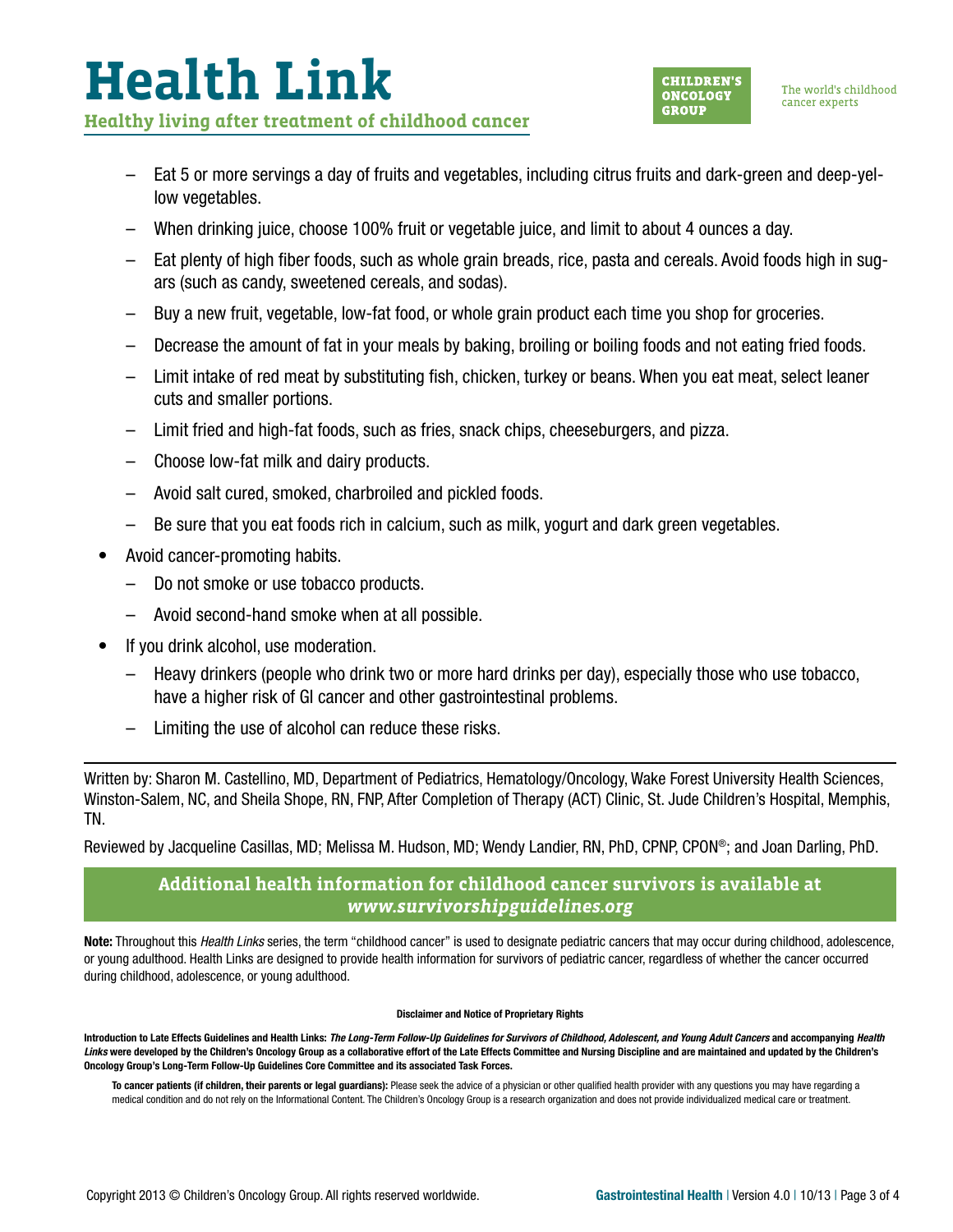- Eat 5 or more servings a day of fruits and vegetables, including citrus fruits and dark-green and deep-yellow vegetables.
  - When drinking juice, choose 100% fruit or vegetable juice, and limit to about 4 ounces a day.
  - Eat plenty of high fiber foods, such as whole grain breads, rice, pasta and cereals. Avoid foods high in sugars (such as candy, sweetened cereals, and sodas).
  - Buy a new fruit, vegetable, low-fat food, or whole grain product each time you shop for groceries.
  - Decrease the amount of fat in your meals by baking, broiling or boiling foods and not eating fried foods.
  - Limit intake of red meat by substituting fish, chicken, turkey or beans. When you eat meat, select leaner cuts and smaller portions.
  - Limit fried and high-fat foods, such as fries, snack chips, cheeseburgers, and pizza.
  - Choose low-fat milk and dairy products.
  - Avoid salt cured, smoked, charbroiled and pickled foods.
  - Be sure that you eat foods rich in calcium, such as milk, yogurt and dark green vegetables.
- Avoid cancer-promoting habits.
  - Do not smoke or use tobacco products.
  - Avoid second-hand smoke when at all possible.
- If you drink alcohol, use moderation.
  - Heavy drinkers (people who drink two or more hard drinks per day), especially those who use tobacco, have a higher risk of GI cancer and other gastrointestinal problems.
  - Limiting the use of alcohol can reduce these risks.

---

Written by: Sharon M. Castellino, MD, Department of Pediatrics, Hematology/Oncology, Wake Forest University Health Sciences, Winston-Salem, NC, and Sheila Shope, RN, FNP, After Completion of Therapy (ACT) Clinic, St. Jude Children's Hospital, Memphis, TN.

Reviewed by Jacqueline Casillas, MD; Melissa M. Hudson, MD; Wendy Landier, RN, PhD, CPNP, CPON®; and Joan Darling, PhD.

**Additional health information for childhood cancer survivors is available at *www.survivorshipguidelines.org***

**Note:** Throughout this *Health Links* series, the term "childhood cancer" is used to designate pediatric cancers that may occur during childhood, adolescence, or young adulthood. Health Links are designed to provide health information for survivors of pediatric cancer, regardless of whether the cancer occurred during childhood, adolescence, or young adulthood.

**Disclaimer and Notice of Proprietary Rights**

**Introduction to Late Effects Guidelines and Health Links: *The Long-Term Follow-Up Guidelines for Survivors of Childhood, Adolescent, and Young Adult Cancers* and accompanying *Health Links* were developed by the Children's Oncology Group as a collaborative effort of the Late Effects Committee and Nursing Discipline and are maintained and updated by the Children's Oncology Group's Long-Term Follow-Up Guidelines Core Committee and its associated Task Forces.**

**To cancer patients (if children, their parents or legal guardians):** Please seek the advice of a physician or other qualified health provider with any questions you may have regarding a medical condition and do not rely on the Informational Content. The Children's Oncology Group is a research organization and does not provide individualized medical care or treatment.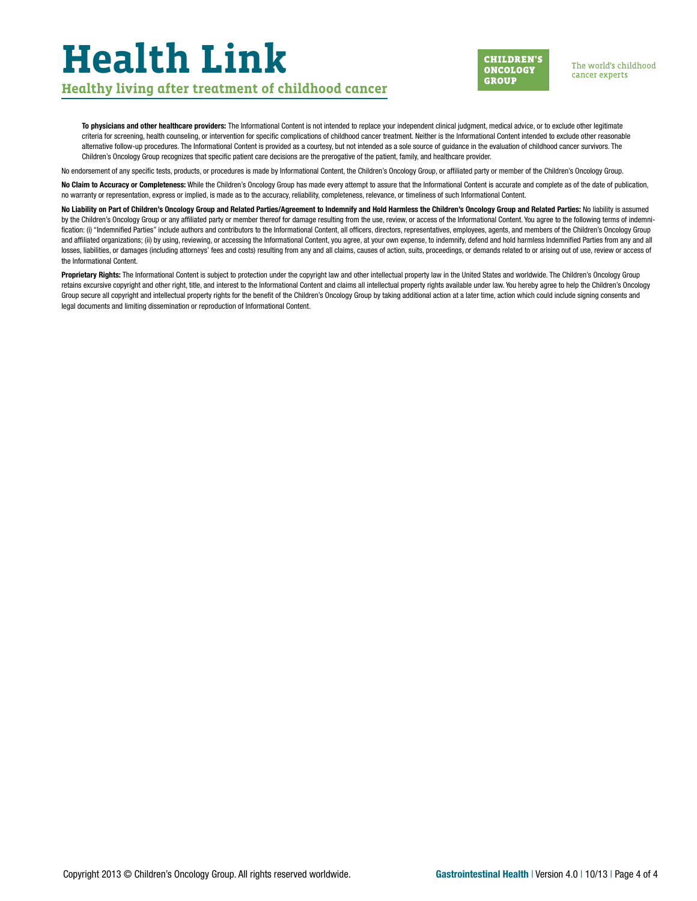**To physicians and other healthcare providers:** The Informational Content is not intended to replace your independent clinical judgment, medical advice, or to exclude other legitimate criteria for screening, health counseling, or intervention for specific complications of childhood cancer treatment. Neither is the Informational Content intended to exclude other reasonable alternative follow-up procedures. The Informational Content is provided as a courtesy, but not intended as a sole source of guidance in the evaluation of childhood cancer survivors. The Children's Oncology Group recognizes that specific patient care decisions are the prerogative of the patient, family, and healthcare provider.

No endorsement of any specific tests, products, or procedures is made by Informational Content, the Children's Oncology Group, or affiliated party or member of the Children's Oncology Group.

**No Claim to Accuracy or Completeness:** While the Children's Oncology Group has made every attempt to assure that the Informational Content is accurate and complete as of the date of publication, no warranty or representation, express or implied, is made as to the accuracy, reliability, completeness, relevance, or timeliness of such Informational Content.

**No Liability on Part of Children's Oncology Group and Related Parties/Agreement to Indemnify and Hold Harmless the Children's Oncology Group and Related Parties:** No liability is assumed by the Children's Oncology Group or any affiliated party or member thereof for damage resulting from the use, review, or access of the Informational Content. You agree to the following terms of indemnification: (i) "Indemnified Parties" include authors and contributors to the Informational Content, all officers, directors, representatives, employees, agents, and members of the Children's Oncology Group and affiliated organizations; (ii) by using, reviewing, or accessing the Informational Content, you agree, at your own expense, to indemnify, defend and hold harmless Indemnified Parties from any and all losses, liabilities, or damages (including attorneys' fees and costs) resulting from any and all claims, causes of action, suits, proceedings, or demands related to or arising out of use, review or access of the Informational Content.

**Proprietary Rights:** The Informational Content is subject to protection under the copyright law and other intellectual property law in the United States and worldwide. The Children's Oncology Group retains excursive copyright and other right, title, and interest to the Informational Content and claims all intellectual property rights available under law. You hereby agree to help the Children's Oncology Group secure all copyright and intellectual property rights for the benefit of the Children's Oncology Group by taking additional action at a later time, action which could include signing consents and legal documents and limiting dissemination or reproduction of Informational Content.